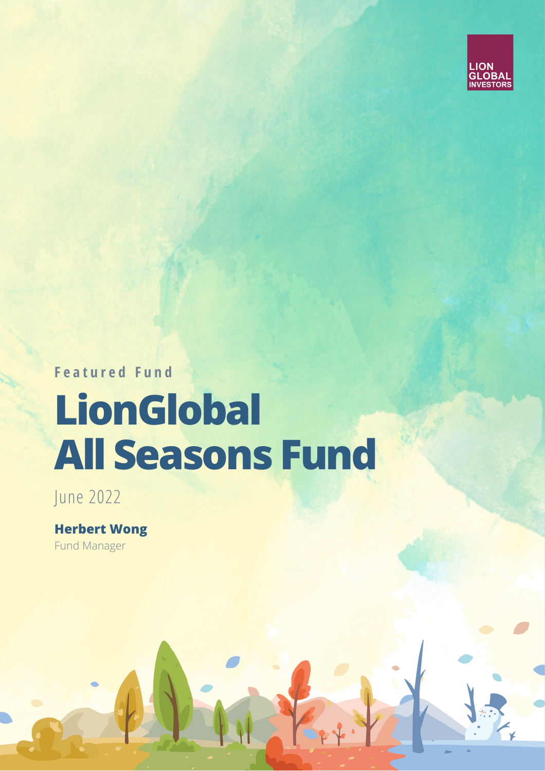LION GLOBAL INVESTORS

Featured Fund

# LionGlobal All Seasons Fund

June 2022

**Herbert Wong**
Fund Manager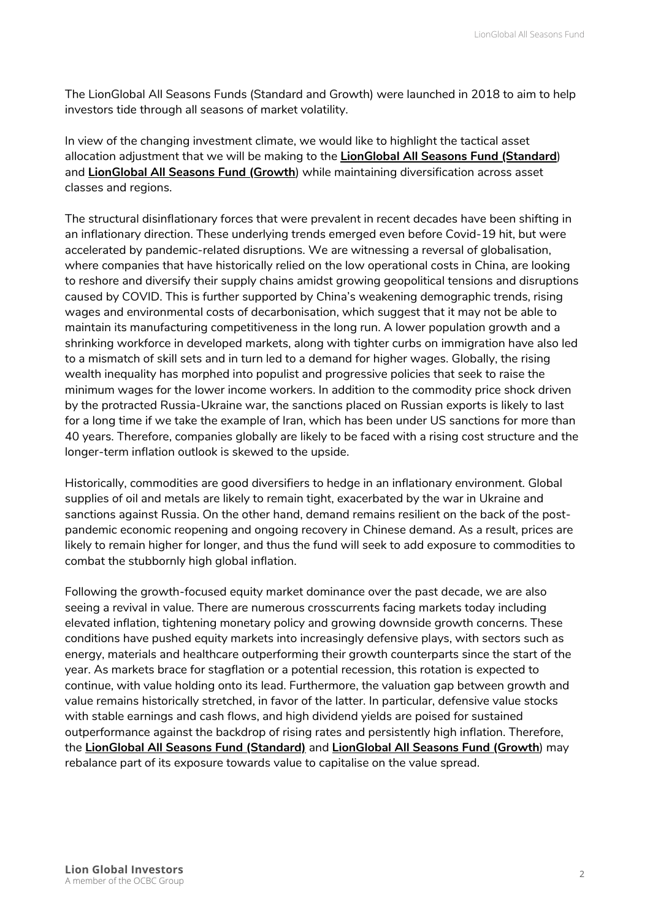The LionGlobal All Seasons Funds (Standard and Growth) were launched in 2018 to aim to help investors tide through all seasons of market volatility.

In view of the changing investment climate, we would like to highlight the tactical asset allocation adjustment that we will be making to the **LionGlobal All Seasons Fund (Standard**) and **LionGlobal All Seasons Fund (Growth**) while maintaining diversification across asset classes and regions.

The structural disinflationary forces that were prevalent in recent decades have been shifting in an inflationary direction. These underlying trends emerged even before Covid-19 hit, but were accelerated by pandemic-related disruptions. We are witnessing a reversal of globalisation, where companies that have historically relied on the low operational costs in China, are looking to reshore and diversify their supply chains amidst growing geopolitical tensions and disruptions caused by COVID. This is further supported by China's weakening demographic trends, rising wages and environmental costs of decarbonisation, which suggest that it may not be able to maintain its manufacturing competitiveness in the long run. A lower population growth and a shrinking workforce in developed markets, along with tighter curbs on immigration have also led to a mismatch of skill sets and in turn led to a demand for higher wages. Globally, the rising wealth inequality has morphed into populist and progressive policies that seek to raise the minimum wages for the lower income workers. In addition to the commodity price shock driven by the protracted Russia-Ukraine war, the sanctions placed on Russian exports is likely to last for a long time if we take the example of Iran, which has been under US sanctions for more than 40 years. Therefore, companies globally are likely to be faced with a rising cost structure and the longer-term inflation outlook is skewed to the upside.

Historically, commodities are good diversifiers to hedge in an inflationary environment. Global supplies of oil and metals are likely to remain tight, exacerbated by the war in Ukraine and sanctions against Russia. On the other hand, demand remains resilient on the back of the post-pandemic economic reopening and ongoing recovery in Chinese demand. As a result, prices are likely to remain higher for longer, and thus the fund will seek to add exposure to commodities to combat the stubbornly high global inflation.

Following the growth-focused equity market dominance over the past decade, we are also seeing a revival in value. There are numerous crosscurrents facing markets today including elevated inflation, tightening monetary policy and growing downside growth concerns. These conditions have pushed equity markets into increasingly defensive plays, with sectors such as energy, materials and healthcare outperforming their growth counterparts since the start of the year. As markets brace for stagflation or a potential recession, this rotation is expected to continue, with value holding onto its lead. Furthermore, the valuation gap between growth and value remains historically stretched, in favor of the latter. In particular, defensive value stocks with stable earnings and cash flows, and high dividend yields are poised for sustained outperformance against the backdrop of rising rates and persistently high inflation. Therefore, the **LionGlobal All Seasons Fund (Standard)** and **LionGlobal All Seasons Fund (Growth**) may rebalance part of its exposure towards value to capitalise on the value spread.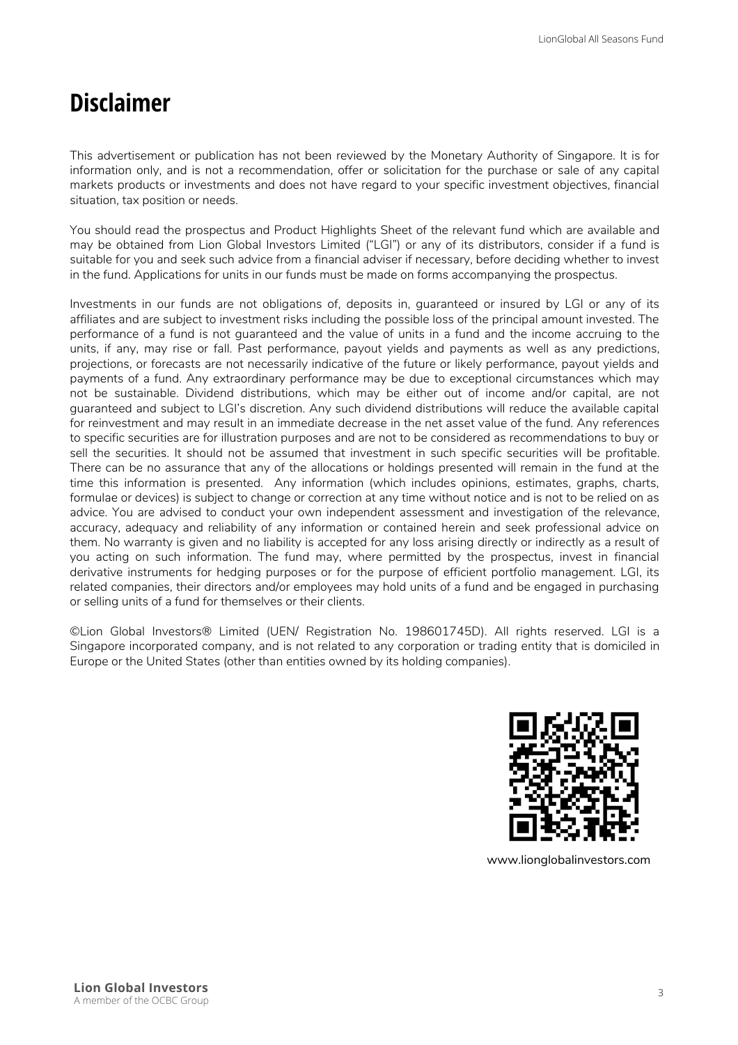# Disclaimer

This advertisement or publication has not been reviewed by the Monetary Authority of Singapore. It is for information only, and is not a recommendation, offer or solicitation for the purchase or sale of any capital markets products or investments and does not have regard to your specific investment objectives, financial situation, tax position or needs.

You should read the prospectus and Product Highlights Sheet of the relevant fund which are available and may be obtained from Lion Global Investors Limited ("LGI") or any of its distributors, consider if a fund is suitable for you and seek such advice from a financial adviser if necessary, before deciding whether to invest in the fund. Applications for units in our funds must be made on forms accompanying the prospectus.

Investments in our funds are not obligations of, deposits in, guaranteed or insured by LGI or any of its affiliates and are subject to investment risks including the possible loss of the principal amount invested. The performance of a fund is not guaranteed and the value of units in a fund and the income accruing to the units, if any, may rise or fall. Past performance, payout yields and payments as well as any predictions, projections, or forecasts are not necessarily indicative of the future or likely performance, payout yields and payments of a fund. Any extraordinary performance may be due to exceptional circumstances which may not be sustainable. Dividend distributions, which may be either out of income and/or capital, are not guaranteed and subject to LGI's discretion. Any such dividend distributions will reduce the available capital for reinvestment and may result in an immediate decrease in the net asset value of the fund. Any references to specific securities are for illustration purposes and are not to be considered as recommendations to buy or sell the securities. It should not be assumed that investment in such specific securities will be profitable. There can be no assurance that any of the allocations or holdings presented will remain in the fund at the time this information is presented. Any information (which includes opinions, estimates, graphs, charts, formulae or devices) is subject to change or correction at any time without notice and is not to be relied on as advice. You are advised to conduct your own independent assessment and investigation of the relevance, accuracy, adequacy and reliability of any information or contained herein and seek professional advice on them. No warranty is given and no liability is accepted for any loss arising directly or indirectly as a result of you acting on such information. The fund may, where permitted by the prospectus, invest in financial derivative instruments for hedging purposes or for the purpose of efficient portfolio management. LGI, its related companies, their directors and/or employees may hold units of a fund and be engaged in purchasing or selling units of a fund for themselves or their clients.

©Lion Global Investors® Limited (UEN/ Registration No. 198601745D). All rights reserved. LGI is a Singapore incorporated company, and is not related to any corporation or trading entity that is domiciled in Europe or the United States (other than entities owned by its holding companies).

www.lionglobalinvestors.com